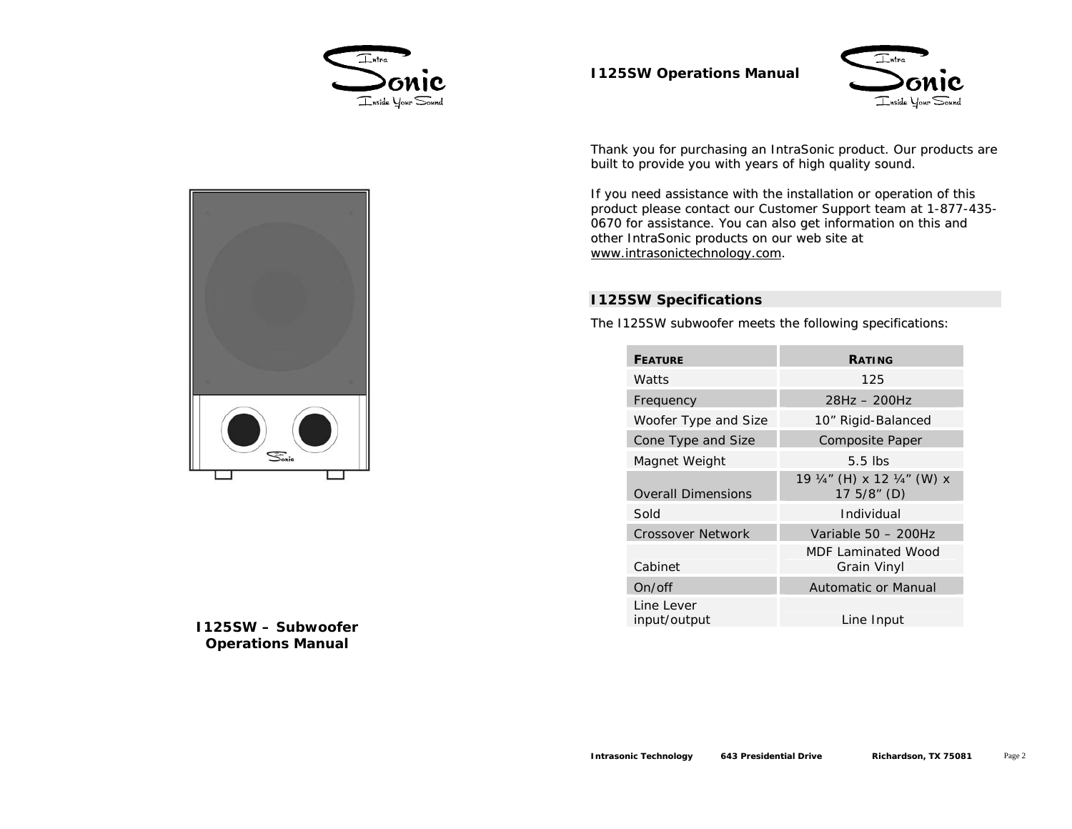# I125SW – Subwoofer Operations Manual

## I125SW Operations Manual

Thank you for purchasing an IntraSonic product. Our products are built to provide you with years of high quality sound.

If you need assistance with the installation or operation of this product please contact our Customer Support team at 1-877-435-0670 for assistance. You can also get information on this and other IntraSonic products on our web site at www.intrasonictechnology.com.

## I125SW Specifications

The I125SW subwoofer meets the following specifications:

| FEATURE | RATING |
|---|---|
| Watts | 125 |
| Frequency | 28Hz – 200Hz |
| Woofer Type and Size | 10" Rigid-Balanced |
| Cone Type and Size | Composite Paper |
| Magnet Weight | 5.5 lbs |
| Overall Dimensions | 19 ¼" (H) x 12 ¼" (W) x 17 5/8" (D) |
| Sold | Individual |
| Crossover Network | Variable 50 – 200Hz |
| Cabinet | MDF Laminated Wood Grain Vinyl |
| On/off | Automatic or Manual |
| Line Lever input/output | Line Input |

Intrasonic Technology 643 Presidential Drive Richardson, TX 75081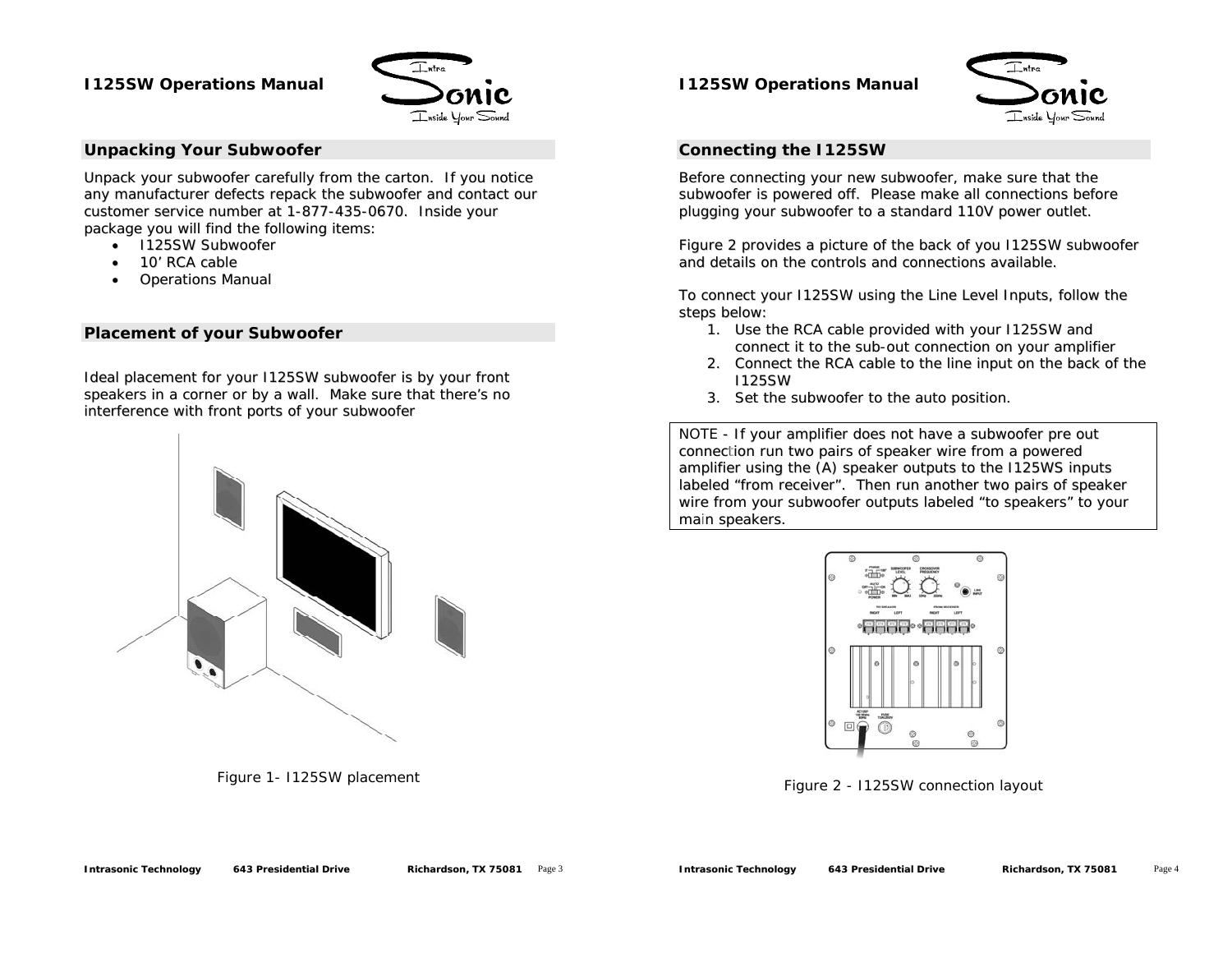## Unpacking Your Subwoofer

Unpack your subwoofer carefully from the carton. If you notice any manufacturer defects repack the subwoofer and contact our customer service number at 1-877-435-0670. Inside your package you will find the following items:

- I125SW Subwoofer
- 10' RCA cable
- Operations Manual

## Placement of your Subwoofer

Ideal placement for your I125SW subwoofer is by your front speakers in a corner or by a wall. Make sure that there's no interference with front ports of your subwoofer

Figure 1- I125SW placement

## Connecting the I125SW

Before connecting your new subwoofer, make sure that the subwoofer is powered off. Please make all connections before plugging your subwoofer to a standard 110V power outlet.

Figure 2 provides a picture of the back of you I125SW subwoofer and details on the controls and connections available.

To connect your I125SW using the Line Level Inputs, follow the steps below:

1. Use the RCA cable provided with your I125SW and connect it to the sub-out connection on your amplifier
2. Connect the RCA cable to the line input on the back of the I125SW
3. Set the subwoofer to the auto position.

NOTE - If your amplifier does not have a subwoofer pre out connection run two pairs of speaker wire from a powered amplifier using the (A) speaker outputs to the I125WS inputs labeled "from receiver". Then run another two pairs of speaker wire from your subwoofer outputs labeled "to speakers" to your main speakers.

Figure 2 - I125SW connection layout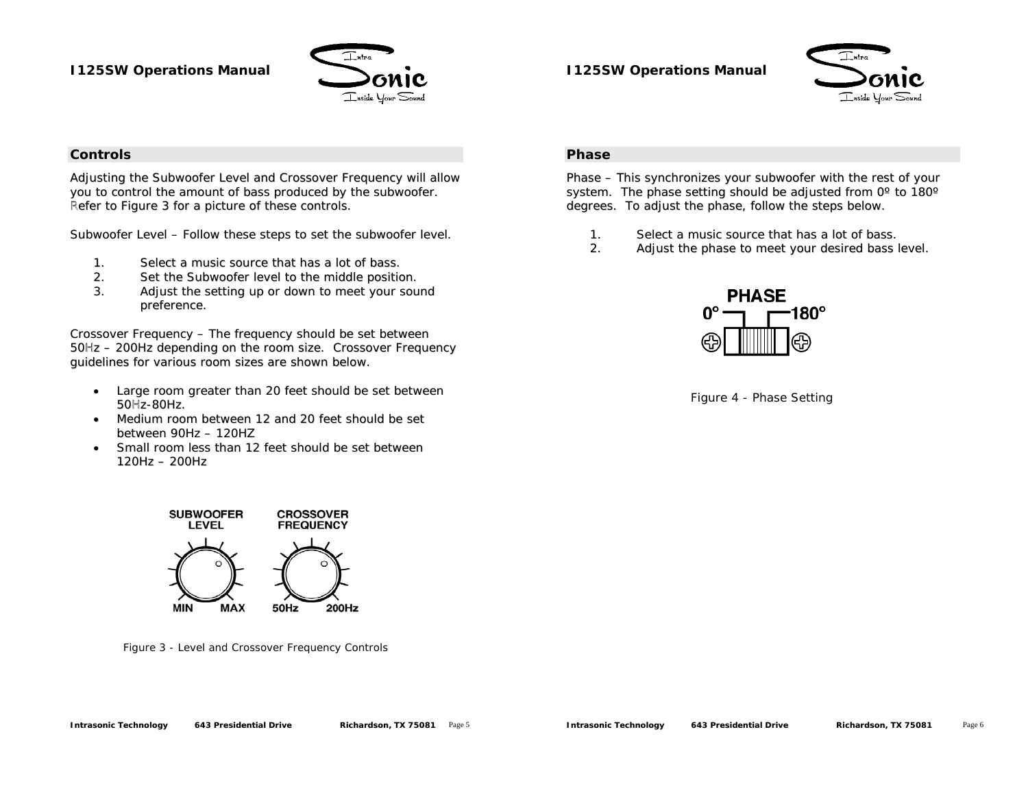## Controls

Adjusting the Subwoofer Level and Crossover Frequency will allow you to control the amount of bass produced by the subwoofer. Refer to Figure 3 for a picture of these controls.

Subwoofer Level – Follow these steps to set the subwoofer level.

1. Select a music source that has a lot of bass.
2. Set the Subwoofer level to the middle position.
3. Adjust the setting up or down to meet your sound preference.

Crossover Frequency – The frequency should be set between 50Hz – 200Hz depending on the room size. Crossover Frequency guidelines for various room sizes are shown below.

- Large room greater than 20 feet should be set between 50Hz-80Hz.
- Medium room between 12 and 20 feet should be set between 90Hz – 120HZ
- Small room less than 12 feet should be set between 120Hz – 200Hz

Figure 3 - Level and Crossover Frequency Controls

## Phase

Phase – This synchronizes your subwoofer with the rest of your system. The phase setting should be adjusted from 0º to 180º degrees. To adjust the phase, follow the steps below.

1. Select a music source that has a lot of bass.
2. Adjust the phase to meet your desired bass level.

Figure 4 - Phase Setting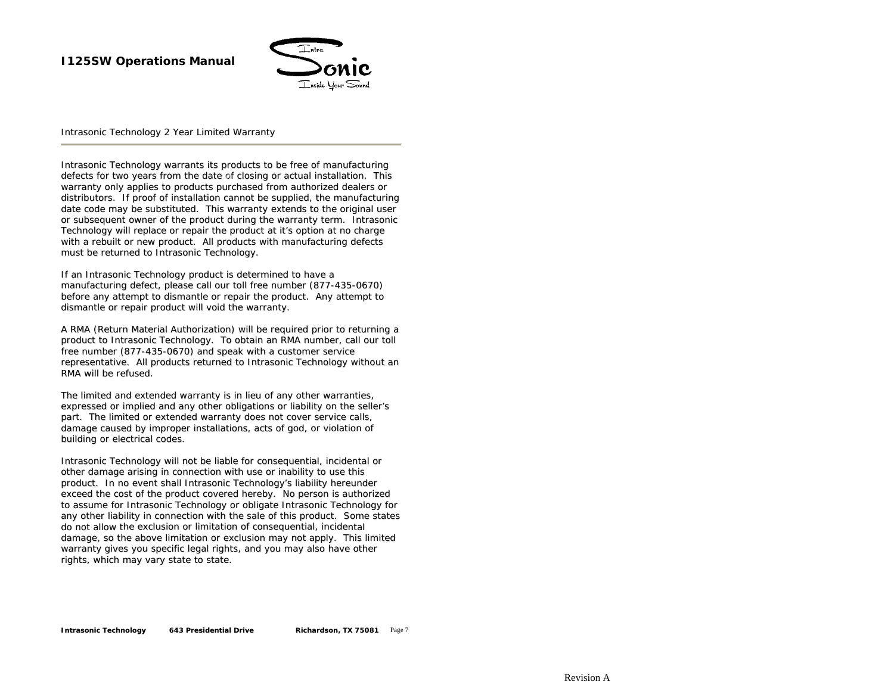## Intrasonic Technology 2 Year Limited Warranty

Intrasonic Technology warrants its products to be free of manufacturing defects for two years from the date of closing or actual installation. This warranty only applies to products purchased from authorized dealers or distributors. If proof of installation cannot be supplied, the manufacturing date code may be substituted. This warranty extends to the original user or subsequent owner of the product during the warranty term. Intrasonic Technology will replace or repair the product at it's option at no charge with a rebuilt or new product. All products with manufacturing defects must be returned to Intrasonic Technology.

If an Intrasonic Technology product is determined to have a manufacturing defect, please call our toll free number (877-435-0670) before any attempt to dismantle or repair the product. Any attempt to dismantle or repair product will void the warranty.

A RMA (Return Material Authorization) will be required prior to returning a product to Intrasonic Technology. To obtain an RMA number, call our toll free number (877-435-0670) and speak with a customer service representative. All products returned to Intrasonic Technology without an RMA will be refused.

The limited and extended warranty is in lieu of any other warranties, expressed or implied and any other obligations or liability on the seller's part. The limited or extended warranty does not cover service calls, damage caused by improper installations, acts of god, or violation of building or electrical codes.

Intrasonic Technology will not be liable for consequential, incidental or other damage arising in connection with use or inability to use this product. In no event shall Intrasonic Technology's liability hereunder exceed the cost of the product covered hereby. No person is authorized to assume for Intrasonic Technology or obligate Intrasonic Technology for any other liability in connection with the sale of this product. Some states do not allow the exclusion or limitation of consequential, incidental damage, so the above limitation or exclusion may not apply. This limited warranty gives you specific legal rights, and you may also have other rights, which may vary state to state.

Revision A